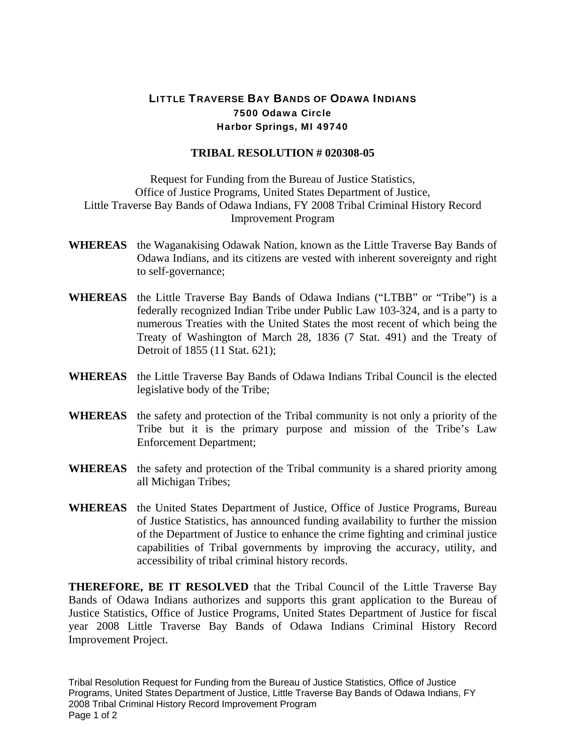# LITTLE TRAVERSE BAY BANDS OF ODAWA INDIANS

**7500 Odawa Circle**
**Harbor Springs, MI 49740**

## TRIBAL RESOLUTION # 020308-05

Request for Funding from the Bureau of Justice Statistics, Office of Justice Programs, United States Department of Justice, Little Traverse Bay Bands of Odawa Indians, FY 2008 Tribal Criminal History Record Improvement Program

**WHEREAS** the Waganakising Odawak Nation, known as the Little Traverse Bay Bands of Odawa Indians, and its citizens are vested with inherent sovereignty and right to self-governance;

**WHEREAS** the Little Traverse Bay Bands of Odawa Indians ("LTBB" or "Tribe") is a federally recognized Indian Tribe under Public Law 103-324, and is a party to numerous Treaties with the United States the most recent of which being the Treaty of Washington of March 28, 1836 (7 Stat. 491) and the Treaty of Detroit of 1855 (11 Stat. 621);

**WHEREAS** the Little Traverse Bay Bands of Odawa Indians Tribal Council is the elected legislative body of the Tribe;

**WHEREAS** the safety and protection of the Tribal community is not only a priority of the Tribe but it is the primary purpose and mission of the Tribe's Law Enforcement Department;

**WHEREAS** the safety and protection of the Tribal community is a shared priority among all Michigan Tribes;

**WHEREAS** the United States Department of Justice, Office of Justice Programs, Bureau of Justice Statistics, has announced funding availability to further the mission of the Department of Justice to enhance the crime fighting and criminal justice capabilities of Tribal governments by improving the accuracy, utility, and accessibility of tribal criminal history records.

**THEREFORE, BE IT RESOLVED** that the Tribal Council of the Little Traverse Bay Bands of Odawa Indians authorizes and supports this grant application to the Bureau of Justice Statistics, Office of Justice Programs, United States Department of Justice for fiscal year 2008 Little Traverse Bay Bands of Odawa Indians Criminal History Record Improvement Project.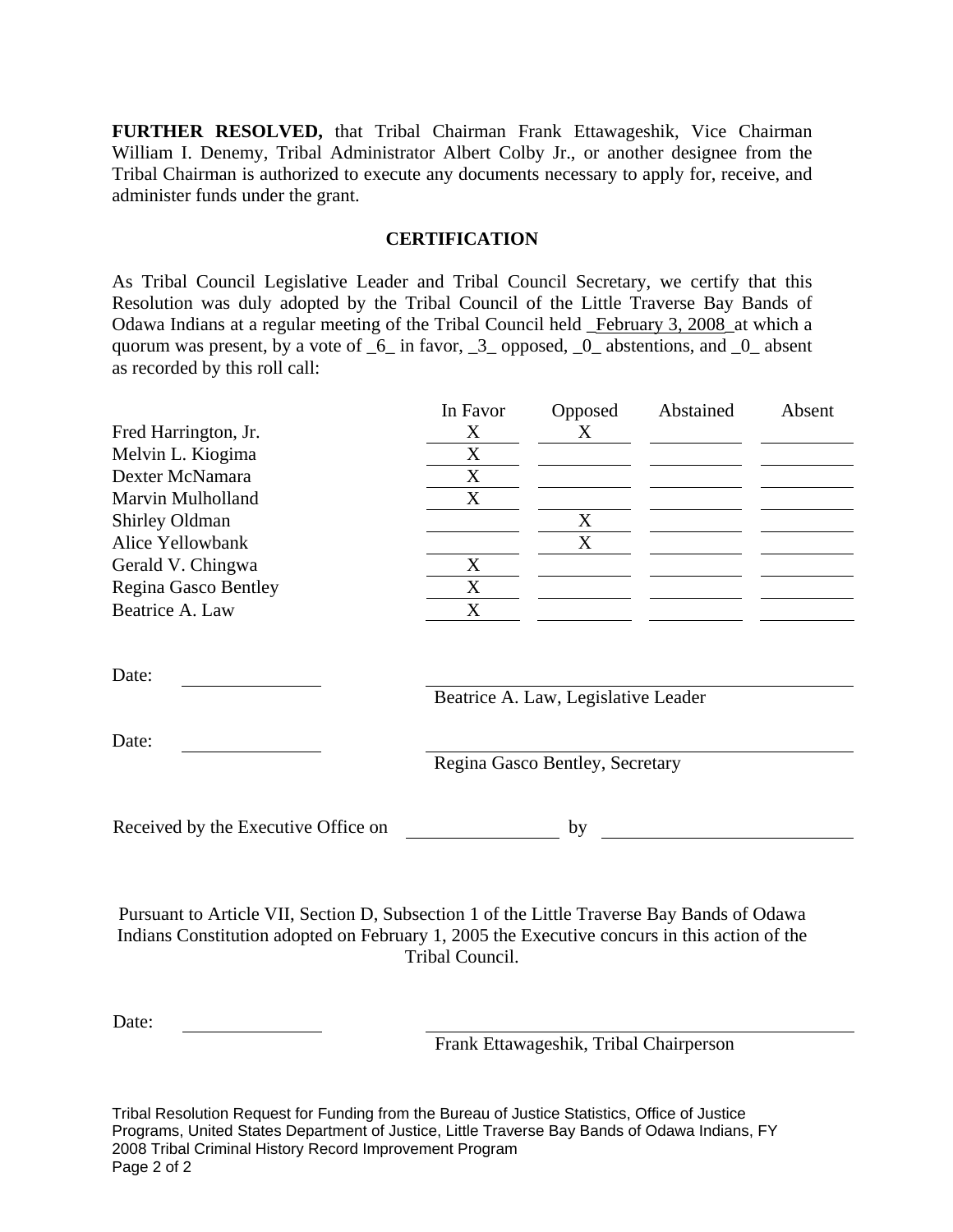**FURTHER RESOLVED,** that Tribal Chairman Frank Ettawageshik, Vice Chairman William I. Denemy, Tribal Administrator Albert Colby Jr., or another designee from the Tribal Chairman is authorized to execute any documents necessary to apply for, receive, and administer funds under the grant.

## CERTIFICATION

As Tribal Council Legislative Leader and Tribal Council Secretary, we certify that this Resolution was duly adopted by the Tribal Council of the Little Traverse Bay Bands of Odawa Indians at a regular meeting of the Tribal Council held _February 3, 2008_ at which a quorum was present, by a vote of _6_ in favor, _3_ opposed, _0_ abstentions, and _0_ absent as recorded by this roll call:

| | In Favor | Opposed | Abstained | Absent |
|---|---|---|---|---|
| Fred Harrington, Jr. | X | X | | |
| Melvin L. Kiogima | X | | | |
| Dexter McNamara | X | | | |
| Marvin Mulholland | X | | | |
| Shirley Oldman | | X | | |
| Alice Yellowbank | | X | | |
| Gerald V. Chingwa | X | | | |
| Regina Gasco Bentley | X | | | |
| Beatrice A. Law | X | | | |

Date: ______________ ______________________________
Beatrice A. Law, Legislative Leader

Date: ______________ ______________________________
Regina Gasco Bentley, Secretary

Received by the Executive Office on ______________ by ______________________

Pursuant to Article VII, Section D, Subsection 1 of the Little Traverse Bay Bands of Odawa Indians Constitution adopted on February 1, 2005 the Executive concurs in this action of the Tribal Council.

Date: ______________ ______________________________
Frank Ettawageshik, Tribal Chairperson

Tribal Resolution Request for Funding from the Bureau of Justice Statistics, Office of Justice Programs, United States Department of Justice, Little Traverse Bay Bands of Odawa Indians, FY 2008 Tribal Criminal History Record Improvement Program